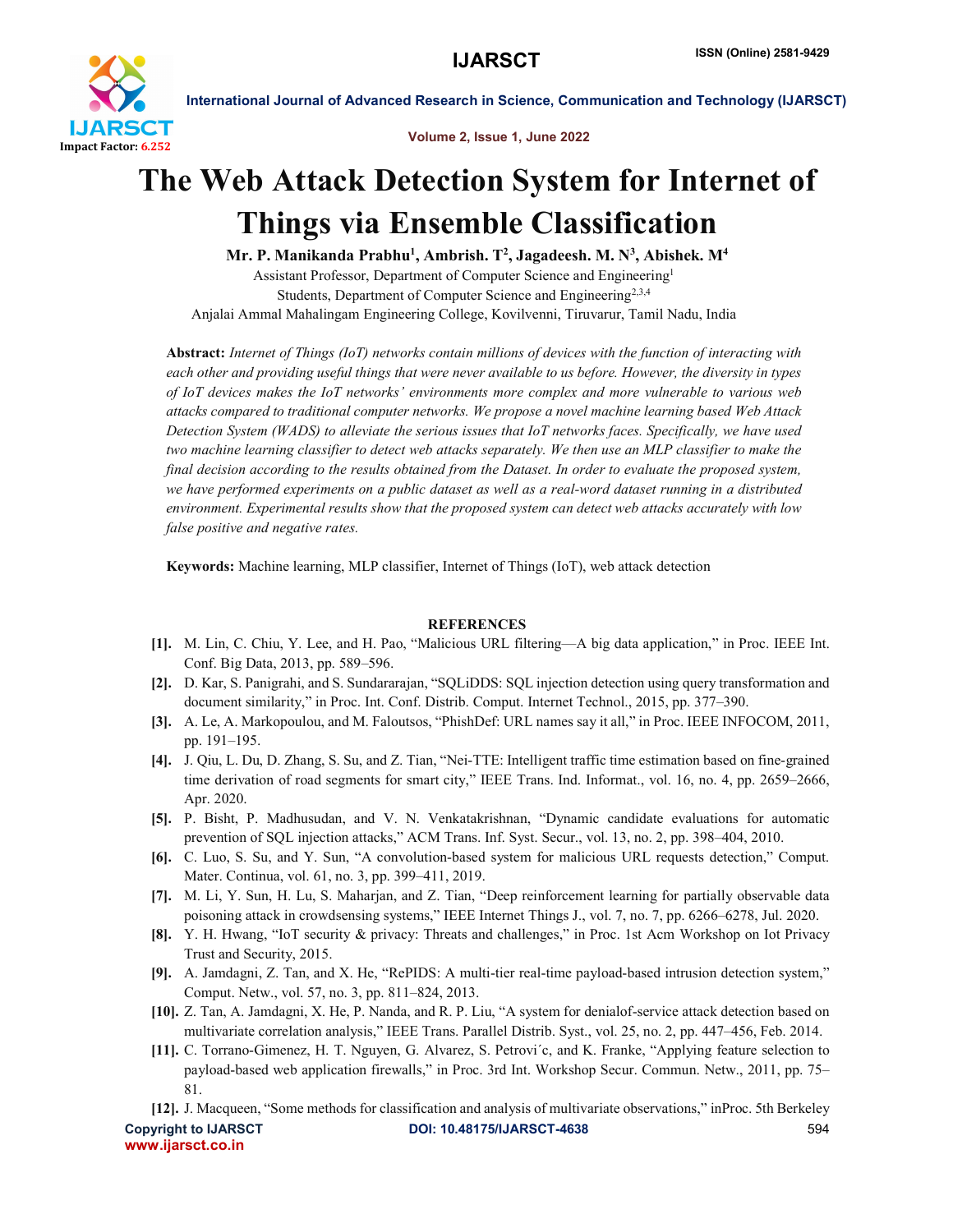# The Web Attack Detection System for Internet of Things via Ensemble Classification

**Mr. P. Manikanda Prabhu[1], Ambrish. T[2], Jagadeesh. M. N[3], Abishek. M[4]**

Assistant Professor, Department of Computer Science and Engineering[1]

Students, Department of Computer Science and Engineering[2,3,4]

Anjalai Ammal Mahalingam Engineering College, Kovilvenni, Tiruvarur, Tamil Nadu, India

**Abstract:** *Internet of Things (IoT) networks contain millions of devices with the function of interacting with each other and providing useful things that were never available to us before. However, the diversity in types of IoT devices makes the IoT networks' environments more complex and more vulnerable to various web attacks compared to traditional computer networks. We propose a novel machine learning based Web Attack Detection System (WADS) to alleviate the serious issues that IoT networks faces. Specifically, we have used two machine learning classifier to detect web attacks separately. We then use an MLP classifier to make the final decision according to the results obtained from the Dataset. In order to evaluate the proposed system, we have performed experiments on a public dataset as well as a real-word dataset running in a distributed environment. Experimental results show that the proposed system can detect web attacks accurately with low false positive and negative rates.*

**Keywords:** Machine learning, MLP classifier, Internet of Things (IoT), web attack detection

## REFERENCES

**[1].** M. Lin, C. Chiu, Y. Lee, and H. Pao, "Malicious URL filtering—A big data application," in Proc. IEEE Int. Conf. Big Data, 2013, pp. 589–596.

**[2].** D. Kar, S. Panigrahi, and S. Sundararajan, "SQLiDDS: SQL injection detection using query transformation and document similarity," in Proc. Int. Conf. Distrib. Comput. Internet Technol., 2015, pp. 377–390.

**[3].** A. Le, A. Markopoulou, and M. Faloutsos, "PhishDef: URL names say it all," in Proc. IEEE INFOCOM, 2011, pp. 191–195.

**[4].** J. Qiu, L. Du, D. Zhang, S. Su, and Z. Tian, "Nei-TTE: Intelligent traffic time estimation based on fine-grained time derivation of road segments for smart city," IEEE Trans. Ind. Informat., vol. 16, no. 4, pp. 2659–2666, Apr. 2020.

**[5].** P. Bisht, P. Madhusudan, and V. N. Venkatakrishnan, "Dynamic candidate evaluations for automatic prevention of SQL injection attacks," ACM Trans. Inf. Syst. Secur., vol. 13, no. 2, pp. 398–404, 2010.

**[6].** C. Luo, S. Su, and Y. Sun, "A convolution-based system for malicious URL requests detection," Comput. Mater. Continua, vol. 61, no. 3, pp. 399–411, 2019.

**[7].** M. Li, Y. Sun, H. Lu, S. Maharjan, and Z. Tian, "Deep reinforcement learning for partially observable data poisoning attack in crowdsensing systems," IEEE Internet Things J., vol. 7, no. 7, pp. 6266–6278, Jul. 2020.

**[8].** Y. H. Hwang, "IoT security & privacy: Threats and challenges," in Proc. 1st Acm Workshop on Iot Privacy Trust and Security, 2015.

**[9].** A. Jamdagni, Z. Tan, and X. He, "RePIDS: A multi-tier real-time payload-based intrusion detection system," Comput. Netw., vol. 57, no. 3, pp. 811–824, 2013.

**[10].** Z. Tan, A. Jamdagni, X. He, P. Nanda, and R. P. Liu, "A system for denialof-service attack detection based on multivariate correlation analysis," IEEE Trans. Parallel Distrib. Syst., vol. 25, no. 2, pp. 447–456, Feb. 2014.

**[11].** C. Torrano-Gimenez, H. T. Nguyen, G. Alvarez, S. Petrovi´c, and K. Franke, "Applying feature selection to payload-based web application firewalls," in Proc. 3rd Int. Workshop Secur. Commun. Netw., 2011, pp. 75–81.

**[12].** J. Macqueen, "Some methods for classification and analysis of multivariate observations," inProc. 5th Berkeley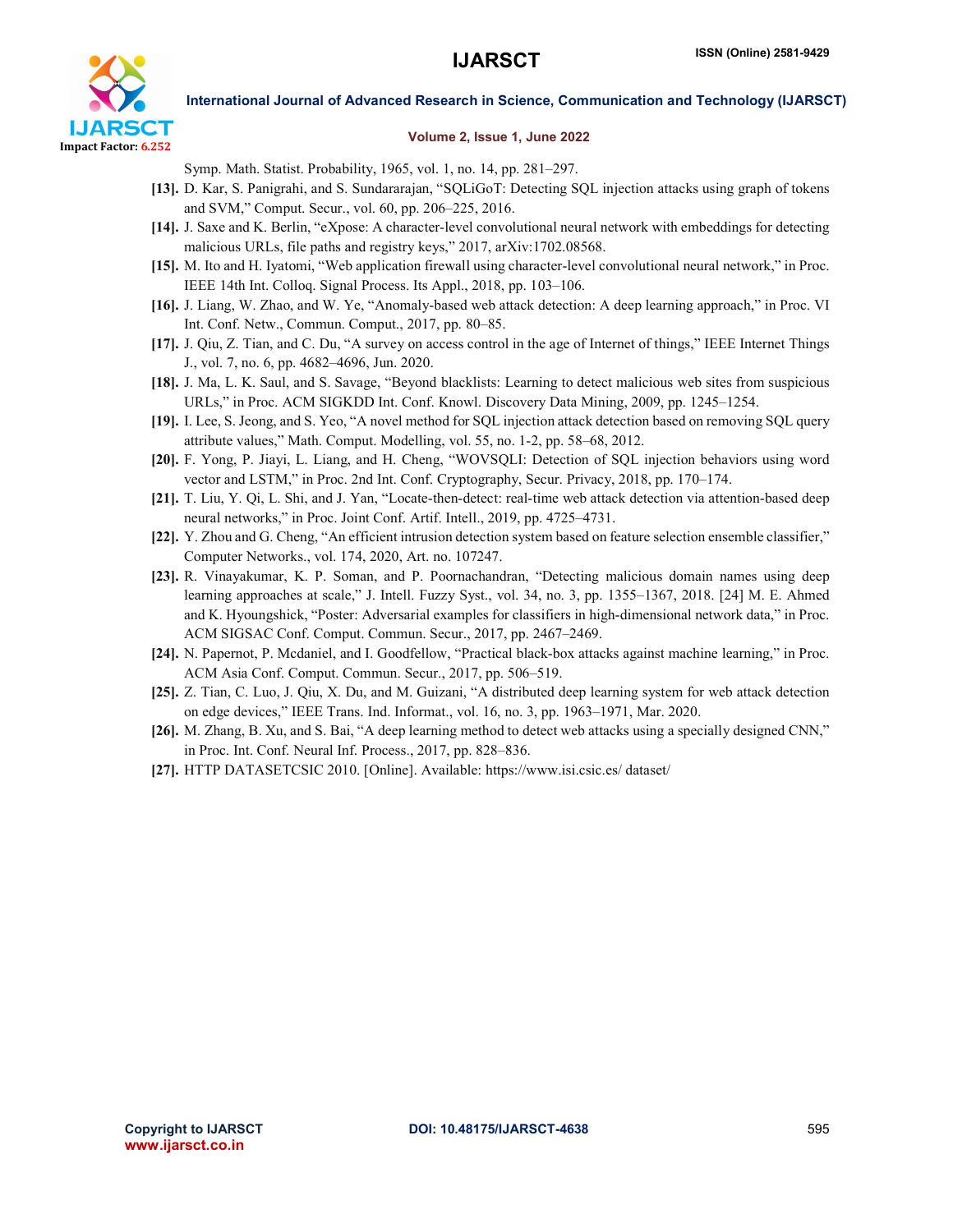Symp. Math. Statist. Probability, 1965, vol. 1, no. 14, pp. 281–297.

**[13].** D. Kar, S. Panigrahi, and S. Sundararajan, "SQLiGoT: Detecting SQL injection attacks using graph of tokens and SVM," Comput. Secur., vol. 60, pp. 206–225, 2016.

**[14].** J. Saxe and K. Berlin, "eXpose: A character-level convolutional neural network with embeddings for detecting malicious URLs, file paths and registry keys," 2017, arXiv:1702.08568.

**[15].** M. Ito and H. Iyatomi, "Web application firewall using character-level convolutional neural network," in Proc. IEEE 14th Int. Colloq. Signal Process. Its Appl., 2018, pp. 103–106.

**[16].** J. Liang, W. Zhao, and W. Ye, "Anomaly-based web attack detection: A deep learning approach," in Proc. VI Int. Conf. Netw., Commun. Comput., 2017, pp. 80–85.

**[17].** J. Qiu, Z. Tian, and C. Du, "A survey on access control in the age of Internet of things," IEEE Internet Things J., vol. 7, no. 6, pp. 4682–4696, Jun. 2020.

**[18].** J. Ma, L. K. Saul, and S. Savage, "Beyond blacklists: Learning to detect malicious web sites from suspicious URLs," in Proc. ACM SIGKDD Int. Conf. Knowl. Discovery Data Mining, 2009, pp. 1245–1254.

**[19].** I. Lee, S. Jeong, and S. Yeo, "A novel method for SQL injection attack detection based on removing SQL query attribute values," Math. Comput. Modelling, vol. 55, no. 1-2, pp. 58–68, 2012.

**[20].** F. Yong, P. Jiayi, L. Liang, and H. Cheng, "WOVSQLI: Detection of SQL injection behaviors using word vector and LSTM," in Proc. 2nd Int. Conf. Cryptography, Secur. Privacy, 2018, pp. 170–174.

**[21].** T. Liu, Y. Qi, L. Shi, and J. Yan, "Locate-then-detect: real-time web attack detection via attention-based deep neural networks," in Proc. Joint Conf. Artif. Intell., 2019, pp. 4725–4731.

**[22].** Y. Zhou and G. Cheng, "An efficient intrusion detection system based on feature selection ensemble classifier," Computer Networks., vol. 174, 2020, Art. no. 107247.

**[23].** R. Vinayakumar, K. P. Soman, and P. Poornachandran, "Detecting malicious domain names using deep learning approaches at scale," J. Intell. Fuzzy Syst., vol. 34, no. 3, pp. 1355–1367, 2018. [24] M. E. Ahmed and K. Hyoungshick, "Poster: Adversarial examples for classifiers in high-dimensional network data," in Proc. ACM SIGSAC Conf. Comput. Commun. Secur., 2017, pp. 2467–2469.

**[24].** N. Papernot, P. Mcdaniel, and I. Goodfellow, "Practical black-box attacks against machine learning," in Proc. ACM Asia Conf. Comput. Commun. Secur., 2017, pp. 506–519.

**[25].** Z. Tian, C. Luo, J. Qiu, X. Du, and M. Guizani, "A distributed deep learning system for web attack detection on edge devices," IEEE Trans. Ind. Informat., vol. 16, no. 3, pp. 1963–1971, Mar. 2020.

**[26].** M. Zhang, B. Xu, and S. Bai, "A deep learning method to detect web attacks using a specially designed CNN," in Proc. Int. Conf. Neural Inf. Process., 2017, pp. 828–836.

**[27].** HTTP DATASETCSIC 2010. [Online]. Available: https://www.isi.csic.es/ dataset/